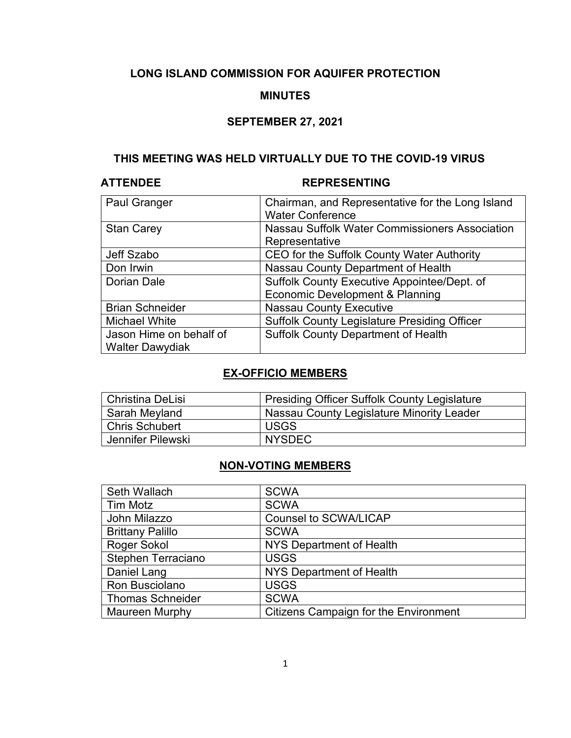# LONG ISLAND COMMISSION FOR AQUIFER PROTECTION

## MINUTES

## SEPTEMBER 27, 2021

### THIS MEETING WAS HELD VIRTUALLY DUE TO THE COVID-19 VIRUS

| ATTENDEE | REPRESENTING |
|---|---|
| Paul Granger | Chairman, and Representative for the Long Island Water Conference |
| Stan Carey | Nassau Suffolk Water Commissioners Association Representative |
| Jeff Szabo | CEO for the Suffolk County Water Authority |
| Don Irwin | Nassau County Department of Health |
| Dorian Dale | Suffolk County Executive Appointee/Dept. of Economic Development & Planning |
| Brian Schneider | Nassau County Executive |
| Michael White | Suffolk County Legislature Presiding Officer |
| Jason Hime on behalf of Walter Dawydiak | Suffolk County Department of Health |

### EX-OFFICIO MEMBERS

| | |
|---|---|
| Christina DeLisi | Presiding Officer Suffolk County Legislature |
| Sarah Meyland | Nassau County Legislature Minority Leader |
| Chris Schubert | USGS |
| Jennifer Pilewski | NYSDEC |

### NON-VOTING MEMBERS

| | |
|---|---|
| Seth Wallach | SCWA |
| Tim Motz | SCWA |
| John Milazzo | Counsel to SCWA/LICAP |
| Brittany Palillo | SCWA |
| Roger Sokol | NYS Department of Health |
| Stephen Terraciano | USGS |
| Daniel Lang | NYS Department of Health |
| Ron Busciolano | USGS |
| Thomas Schneider | SCWA |
| Maureen Murphy | Citizens Campaign for the Environment |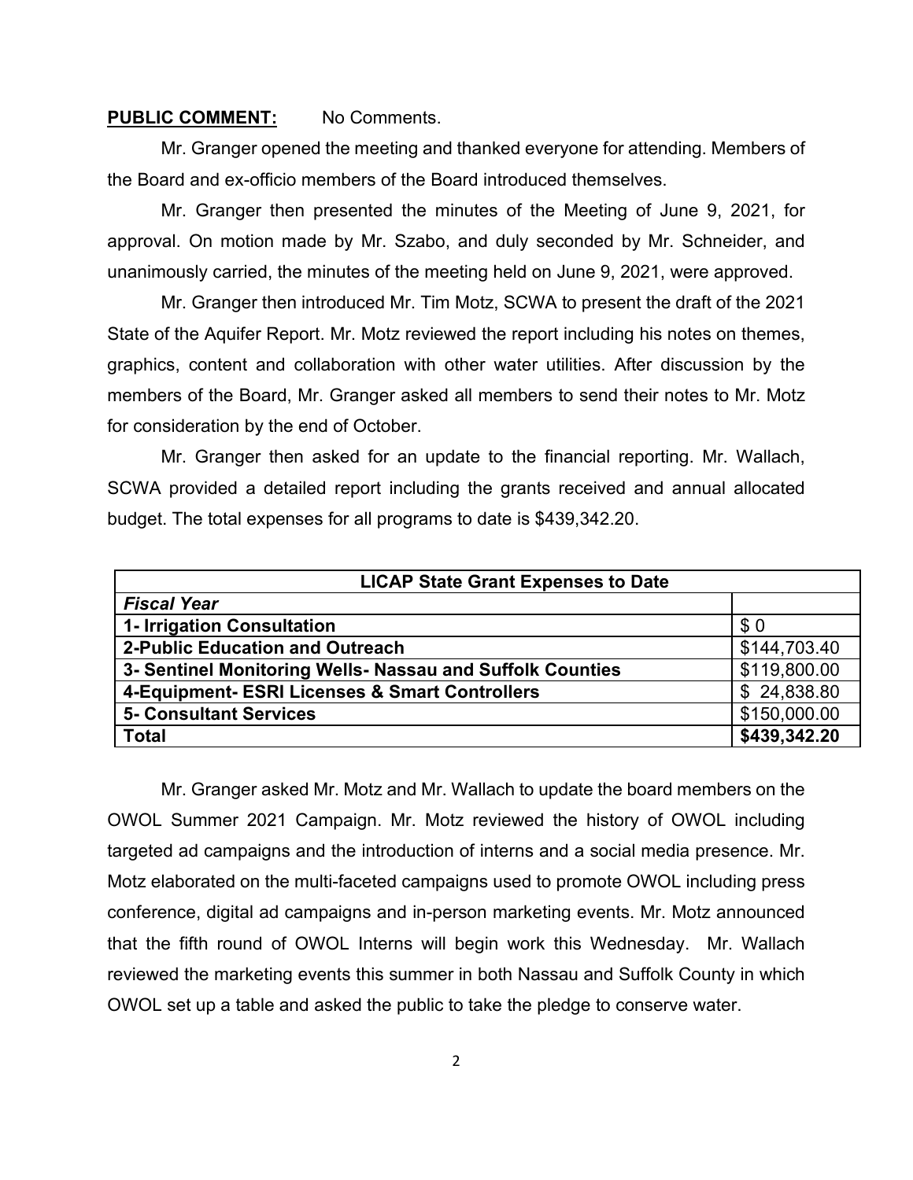**PUBLIC COMMENT:** No Comments.

Mr. Granger opened the meeting and thanked everyone for attending. Members of the Board and ex-officio members of the Board introduced themselves.

Mr. Granger then presented the minutes of the Meeting of June 9, 2021, for approval. On motion made by Mr. Szabo, and duly seconded by Mr. Schneider, and unanimously carried, the minutes of the meeting held on June 9, 2021, were approved.

Mr. Granger then introduced Mr. Tim Motz, SCWA to present the draft of the 2021 State of the Aquifer Report. Mr. Motz reviewed the report including his notes on themes, graphics, content and collaboration with other water utilities. After discussion by the members of the Board, Mr. Granger asked all members to send their notes to Mr. Motz for consideration by the end of October.

Mr. Granger then asked for an update to the financial reporting. Mr. Wallach, SCWA provided a detailed report including the grants received and annual allocated budget. The total expenses for all programs to date is $439,342.20.

| **LICAP State Grant Expenses to Date** | |
|---|---|
| ***Fiscal Year*** | |
| **1- Irrigation Consultation** | $ 0 |
| **2-Public Education and Outreach** | $144,703.40 |
| **3- Sentinel Monitoring Wells- Nassau and Suffolk Counties** | $119,800.00 |
| **4-Equipment- ESRI Licenses & Smart Controllers** | $ 24,838.80 |
| **5- Consultant Services** | $150,000.00 |
| **Total** | **$439,342.20** |

Mr. Granger asked Mr. Motz and Mr. Wallach to update the board members on the OWOL Summer 2021 Campaign. Mr. Motz reviewed the history of OWOL including targeted ad campaigns and the introduction of interns and a social media presence. Mr. Motz elaborated on the multi-faceted campaigns used to promote OWOL including press conference, digital ad campaigns and in-person marketing events. Mr. Motz announced that the fifth round of OWOL Interns will begin work this Wednesday. Mr. Wallach reviewed the marketing events this summer in both Nassau and Suffolk County in which OWOL set up a table and asked the public to take the pledge to conserve water.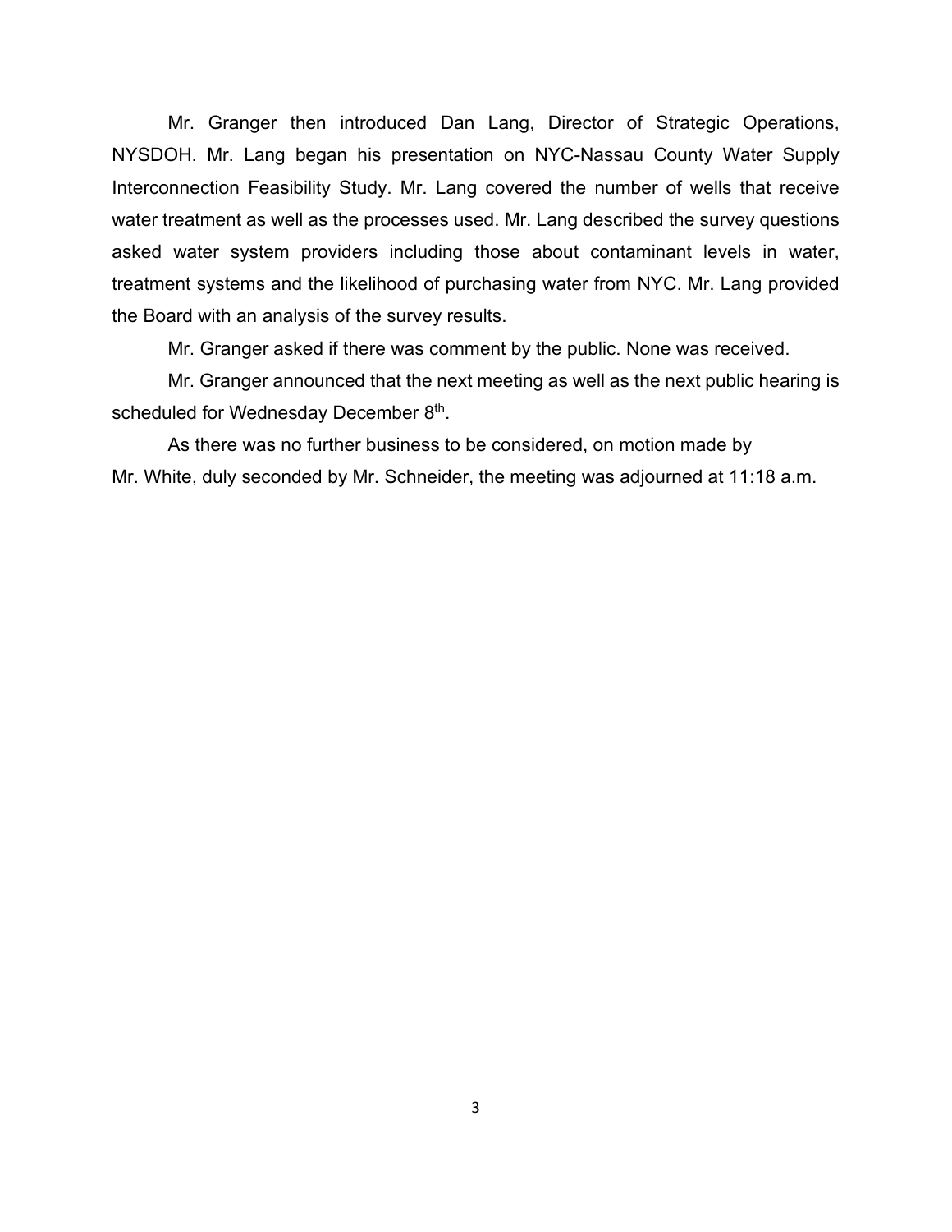Mr. Granger then introduced Dan Lang, Director of Strategic Operations, NYSDOH. Mr. Lang began his presentation on NYC-Nassau County Water Supply Interconnection Feasibility Study. Mr. Lang covered the number of wells that receive water treatment as well as the processes used. Mr. Lang described the survey questions asked water system providers including those about contaminant levels in water, treatment systems and the likelihood of purchasing water from NYC. Mr. Lang provided the Board with an analysis of the survey results.

Mr. Granger asked if there was comment by the public. None was received.

Mr. Granger announced that the next meeting as well as the next public hearing is scheduled for Wednesday December 8th.

As there was no further business to be considered, on motion made by Mr. White, duly seconded by Mr. Schneider, the meeting was adjourned at 11:18 a.m.